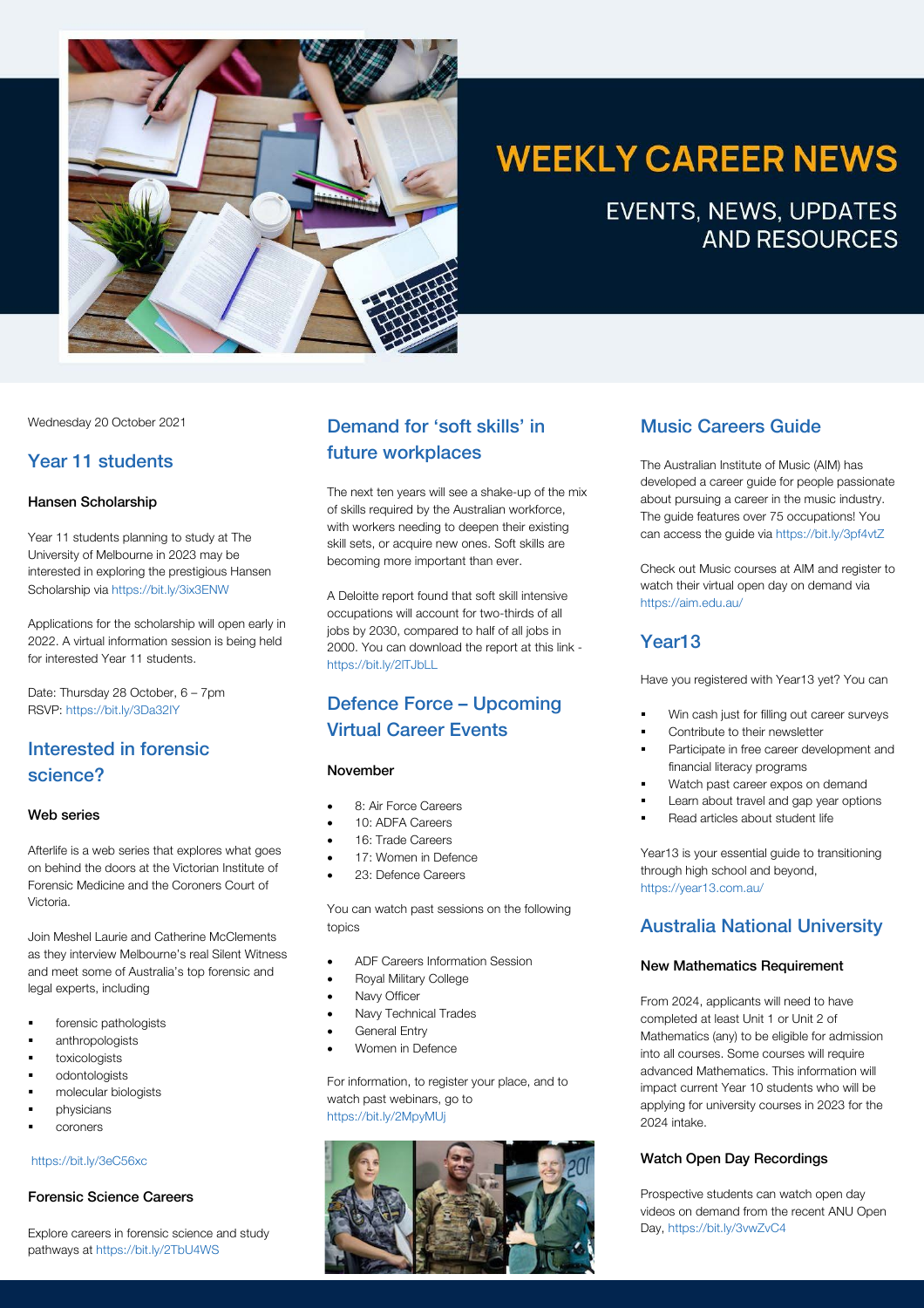# WEEKLY CAREER NEWS

EVENTS, NEWS, UPDATES AND RESOURCES

Wednesday 20 October 2021

## Year 11 students

### Hansen Scholarship

Year 11 students planning to study at The University of Melbourne in 2023 may be interested in exploring the prestigious Hansen Scholarship via https://bit.ly/3ix3ENW

Applications for the scholarship will open early in 2022. A virtual information session is being held for interested Year 11 students.

Date: Thursday 28 October, 6 – 7pm
RSVP: https://bit.ly/3Da32lY

## Interested in forensic science?

### Web series

Afterlife is a web series that explores what goes on behind the doors at the Victorian Institute of Forensic Medicine and the Coroners Court of Victoria.

Join Meshel Laurie and Catherine McClements as they interview Melbourne's real Silent Witness and meet some of Australia's top forensic and legal experts, including

- forensic pathologists
- anthropologists
- toxicologists
- odontologists
- molecular biologists
- physicians
- coroners

https://bit.ly/3eC56xc

### Forensic Science Careers

Explore careers in forensic science and study pathways at https://bit.ly/2TbU4WS

## Demand for 'soft skills' in future workplaces

The next ten years will see a shake-up of the mix of skills required by the Australian workforce, with workers needing to deepen their existing skill sets, or acquire new ones. Soft skills are becoming more important than ever.

A Deloitte report found that soft skill intensive occupations will account for two-thirds of all jobs by 2030, compared to half of all jobs in 2000. You can download the report at this link - https://bit.ly/2lTJbLL

## Defence Force – Upcoming Virtual Career Events

### November

- 8: Air Force Careers
- 10: ADFA Careers
- 16: Trade Careers
- 17: Women in Defence
- 23: Defence Careers

You can watch past sessions on the following topics

- ADF Careers Information Session
- Royal Military College
- Navy Officer
- Navy Technical Trades
- General Entry
- Women in Defence

For information, to register your place, and to watch past webinars, go to https://bit.ly/2MpyMUj

## Music Careers Guide

The Australian Institute of Music (AIM) has developed a career guide for people passionate about pursuing a career in the music industry. The guide features over 75 occupations! You can access the guide via https://bit.ly/3pf4vtZ

Check out Music courses at AIM and register to watch their virtual open day on demand via https://aim.edu.au/

## Year13

Have you registered with Year13 yet? You can

- Win cash just for filling out career surveys
- Contribute to their newsletter
- Participate in free career development and financial literacy programs
- Watch past career expos on demand
- Learn about travel and gap year options
- Read articles about student life

Year13 is your essential guide to transitioning through high school and beyond, https://year13.com.au/

## Australia National University

### New Mathematics Requirement

From 2024, applicants will need to have completed at least Unit 1 or Unit 2 of Mathematics (any) to be eligible for admission into all courses. Some courses will require advanced Mathematics. This information will impact current Year 10 students who will be applying for university courses in 2023 for the 2024 intake.

### Watch Open Day Recordings

Prospective students can watch open day videos on demand from the recent ANU Open Day, https://bit.ly/3vwZvC4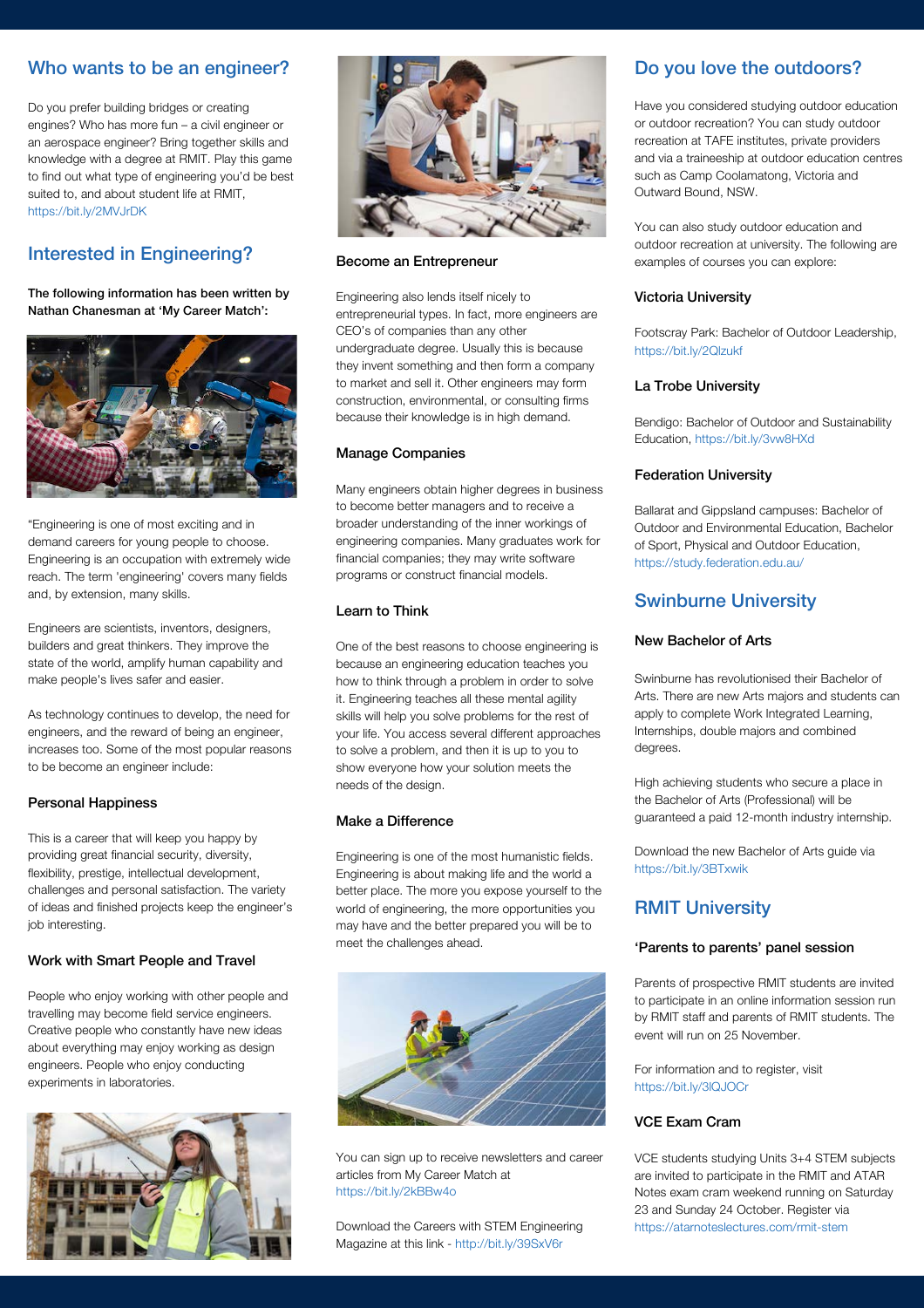## Who wants to be an engineer?

Do you prefer building bridges or creating engines? Who has more fun – a civil engineer or an aerospace engineer? Bring together skills and knowledge with a degree at RMIT. Play this game to find out what type of engineering you'd be best suited to, and about student life at RMIT, https://bit.ly/2MVJrDK

## Interested in Engineering?

**The following information has been written by Nathan Chanesman at 'My Career Match':**

"Engineering is one of most exciting and in demand careers for young people to choose. Engineering is an occupation with extremely wide reach. The term 'engineering' covers many fields and, by extension, many skills.

Engineers are scientists, inventors, designers, builders and great thinkers. They improve the state of the world, amplify human capability and make people's lives safer and easier.

As technology continues to develop, the need for engineers, and the reward of being an engineer, increases too. Some of the most popular reasons to be become an engineer include:

### Personal Happiness

This is a career that will keep you happy by providing great financial security, diversity, flexibility, prestige, intellectual development, challenges and personal satisfaction. The variety of ideas and finished projects keep the engineer's job interesting.

### Work with Smart People and Travel

People who enjoy working with other people and travelling may become field service engineers. Creative people who constantly have new ideas about everything may enjoy working as design engineers. People who enjoy conducting experiments in laboratories.

### Become an Entrepreneur

Engineering also lends itself nicely to entrepreneurial types. In fact, more engineers are CEO's of companies than any other undergraduate degree. Usually this is because they invent something and then form a company to market and sell it. Other engineers may form construction, environmental, or consulting firms because their knowledge is in high demand.

### Manage Companies

Many engineers obtain higher degrees in business to become better managers and to receive a broader understanding of the inner workings of engineering companies. Many graduates work for financial companies; they may write software programs or construct financial models.

### Learn to Think

One of the best reasons to choose engineering is because an engineering education teaches you how to think through a problem in order to solve it. Engineering teaches all these mental agility skills will help you solve problems for the rest of your life. You access several different approaches to solve a problem, and then it is up to you to show everyone how your solution meets the needs of the design.

### Make a Difference

Engineering is one of the most humanistic fields. Engineering is about making life and the world a better place. The more you expose yourself to the world of engineering, the more opportunities you may have and the better prepared you will be to meet the challenges ahead.

You can sign up to receive newsletters and career articles from My Career Match at https://bit.ly/2kBBw4o

Download the Careers with STEM Engineering Magazine at this link - http://bit.ly/39SxV6r

## Do you love the outdoors?

Have you considered studying outdoor education or outdoor recreation? You can study outdoor recreation at TAFE institutes, private providers and via a traineeship at outdoor education centres such as Camp Coolamatong, Victoria and Outward Bound, NSW.

You can also study outdoor education and outdoor recreation at university. The following are examples of courses you can explore:

### Victoria University

Footscray Park: Bachelor of Outdoor Leadership, https://bit.ly/2Qlzukf

### La Trobe University

Bendigo: Bachelor of Outdoor and Sustainability Education, https://bit.ly/3vw8HXd

### Federation University

Ballarat and Gippsland campuses: Bachelor of Outdoor and Environmental Education, Bachelor of Sport, Physical and Outdoor Education, https://study.federation.edu.au/

## Swinburne University

### New Bachelor of Arts

Swinburne has revolutionised their Bachelor of Arts. There are new Arts majors and students can apply to complete Work Integrated Learning, Internships, double majors and combined degrees.

High achieving students who secure a place in the Bachelor of Arts (Professional) will be guaranteed a paid 12-month industry internship.

Download the new Bachelor of Arts guide via https://bit.ly/3BTxwik

## RMIT University

### 'Parents to parents' panel session

Parents of prospective RMIT students are invited to participate in an online information session run by RMIT staff and parents of RMIT students. The event will run on 25 November.

For information and to register, visit https://bit.ly/3lQJOCr

### VCE Exam Cram

VCE students studying Units 3+4 STEM subjects are invited to participate in the RMIT and ATAR Notes exam cram weekend running on Saturday 23 and Sunday 24 October. Register via https://atarnoteslectures.com/rmit-stem